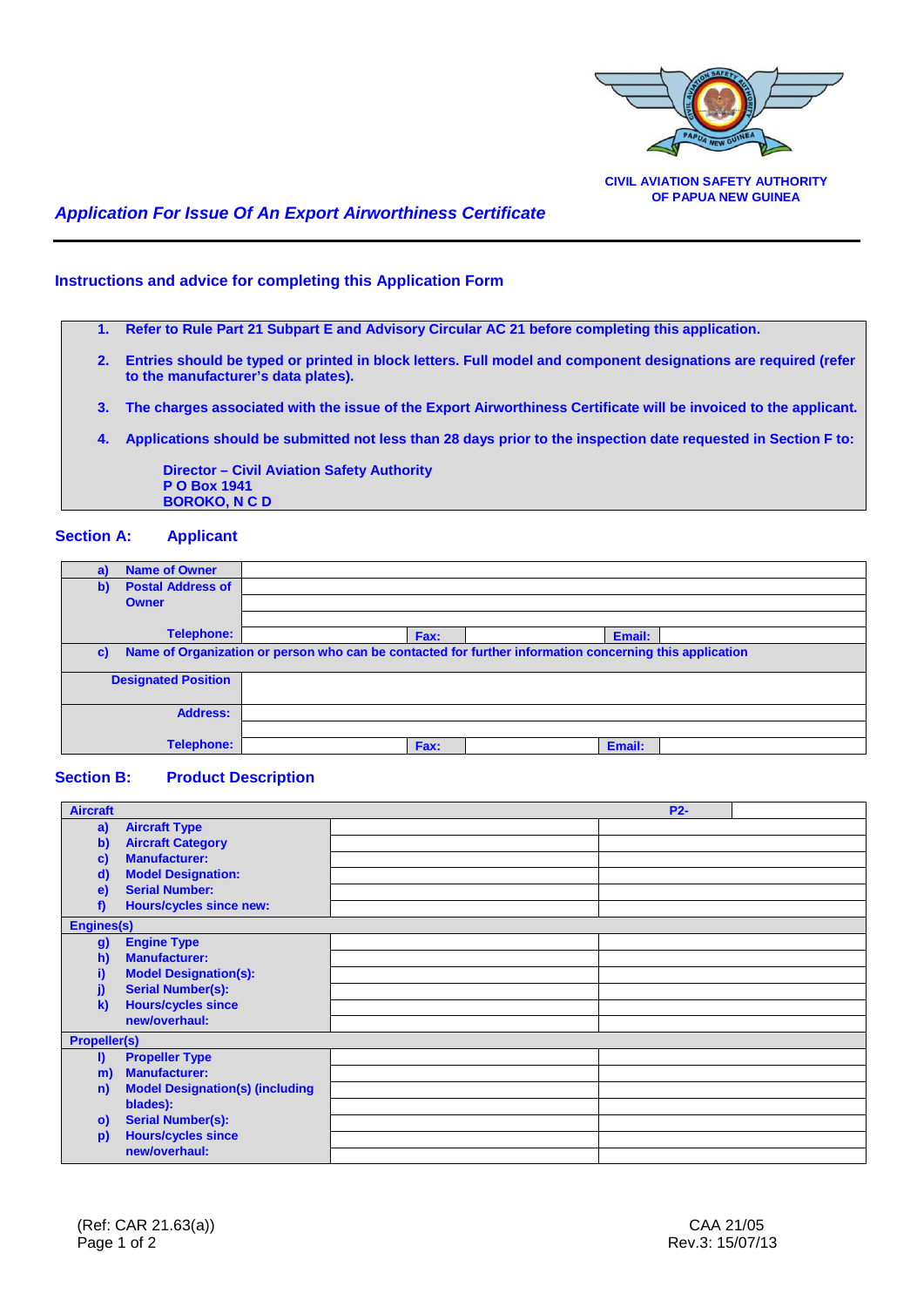CIVIL AVIATION SAFETY AUTHORITY
OF PAPUA NEW GUINEA

# *Application For Issue Of An Export Airworthiness Certificate*

## Instructions and advice for completing this Application Form

1. **Refer to Rule Part 21 Subpart E and Advisory Circular AC 21 before completing this application.**
2. **Entries should be typed or printed in block letters. Full model and component designations are required (refer to the manufacturer's data plates).**
3. **The charges associated with the issue of the Export Airworthiness Certificate will be invoiced to the applicant.**
4. **Applications should be submitted not less than 28 days prior to the inspection date requested in Section F to:**

   **Director – Civil Aviation Safety Authority**
   **P O Box 1941**
   **BOROKO, N C D**

## Section A: Applicant

| | | | | | |
|---|---|---|---|---|---|
| **a) Name of Owner** | | | | | |
| **b) Postal Address of Owner** | | | | | |
| | | | | | |
| | | | | | |
| **Telephone:** | | **Fax:** | | **Email:** | |
| **c) Name of Organization or person who can be contacted for further information concerning this application** | | | | | |
| **Designated Position** | | | | | |
| **Address:** | | | | | |
| | | | | | |
| **Telephone:** | | **Fax:** | | **Email:** | |

## Section B: Product Description

| | | | |
|---|---|---|---|
| **Aircraft** | | **P2-** | |
| **a) Aircraft Type** | | | |
| **b) Aircraft Category** | | | |
| **c) Manufacturer:** | | | |
| **d) Model Designation:** | | | |
| **e) Serial Number:** | | | |
| **f) Hours/cycles since new:** | | | |
| **Engines(s)** | | | |
| **g) Engine Type** | | | |
| **h) Manufacturer:** | | | |
| **i) Model Designation(s):** | | | |
| **j) Serial Number(s):** | | | |
| **k) Hours/cycles since new/overhaul:** | | | |
| | | | |
| **Propeller(s)** | | | |
| **l) Propeller Type** | | | |
| **m) Manufacturer:** | | | |
| **n) Model Designation(s) (including blades):** | | | |
| | | | |
| **o) Serial Number(s):** | | | |
| **p) Hours/cycles since new/overhaul:** | | | |
| | | | |

(Ref: CAR 21.63(a))

CAA 21/05
Rev.3: 15/07/13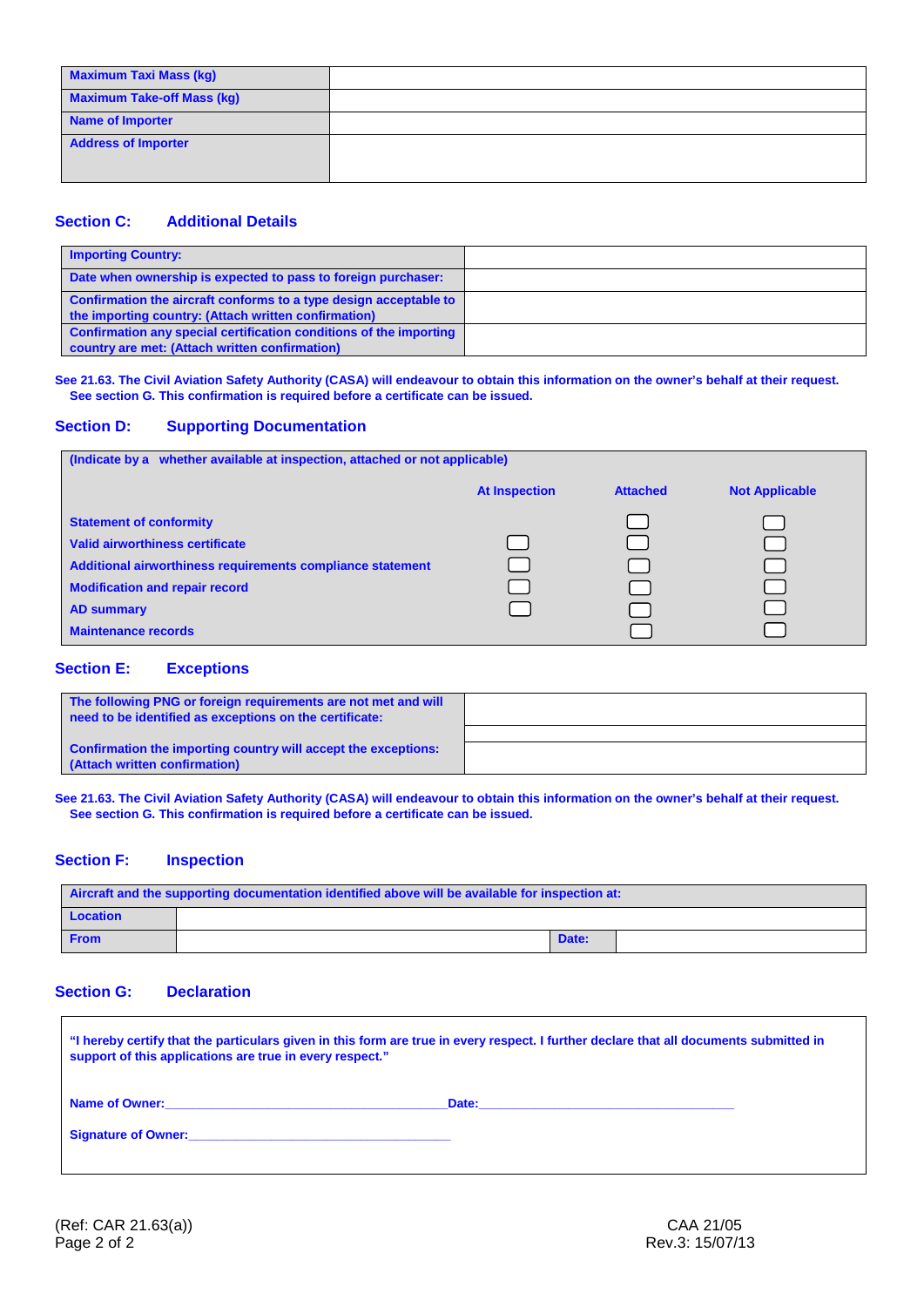| | |
|---|---|
| **Maximum Taxi Mass (kg)** | |
| **Maximum Take-off Mass (kg)** | |
| **Name of Importer** | |
| **Address of Importer** | |

## Section C: Additional Details

| | |
|---|---|
| **Importing Country:** | |
| **Date when ownership is expected to pass to foreign purchaser:** | |
| **Confirmation the aircraft conforms to a type design acceptable to the importing country: (Attach written confirmation)** | |
| **Confirmation any special certification conditions of the importing country are met: (Attach written confirmation)** | |

**See 21.63. The Civil Aviation Safety Authority (CASA) will endeavour to obtain this information on the owner's behalf at their request. See section G. This confirmation is required before a certificate can be issued.**

## Section D: Supporting Documentation

**(Indicate by a whether available at inspection, attached or not applicable)**

| | At Inspection | Attached | Not Applicable |
|---|---|---|---|
| **Statement of conformity** | | ☐ | ☐ |
| **Valid airworthiness certificate** | ☐ | ☐ | ☐ |
| **Additional airworthiness requirements compliance statement** | ☐ | ☐ | ☐ |
| **Modification and repair record** | ☐ | ☐ | ☐ |
| **AD summary** | ☐ | ☐ | ☐ |
| **Maintenance records** | | ☐ | ☐ |

## Section E: Exceptions

| | |
|---|---|
| **The following PNG or foreign requirements are not met and will need to be identified as exceptions on the certificate:** | |
| **Confirmation the importing country will accept the exceptions: (Attach written confirmation)** | |

**See 21.63. The Civil Aviation Safety Authority (CASA) will endeavour to obtain this information on the owner's behalf at their request. See section G. This confirmation is required before a certificate can be issued.**

## Section F: Inspection

| **Aircraft and the supporting documentation identified above will be available for inspection at:** | | | |
|---|---|---|---|
| **Location** | | | |
| **From** | | **Date:** | |

## Section G: Declaration

**"I hereby certify that the particulars given in this form are true in every respect. I further declare that all documents submitted in support of this applications are true in every respect."**

**Name of Owner:**\_\_\_\_\_\_\_\_\_\_\_\_\_\_\_\_\_\_\_\_\_\_\_\_\_\_\_\_\_\_\_\_\_\_\_\_ **Date:**\_\_\_\_\_\_\_\_\_\_\_\_\_\_\_\_\_\_\_\_\_\_\_\_\_\_\_\_\_\_\_\_

**Signature of Owner:**\_\_\_\_\_\_\_\_\_\_\_\_\_\_\_\_\_\_\_\_\_\_\_\_\_\_\_\_\_\_\_\_\_\_

(Ref: CAR 21.63(a)) CAA 21/05

Rev.3: 15/07/13